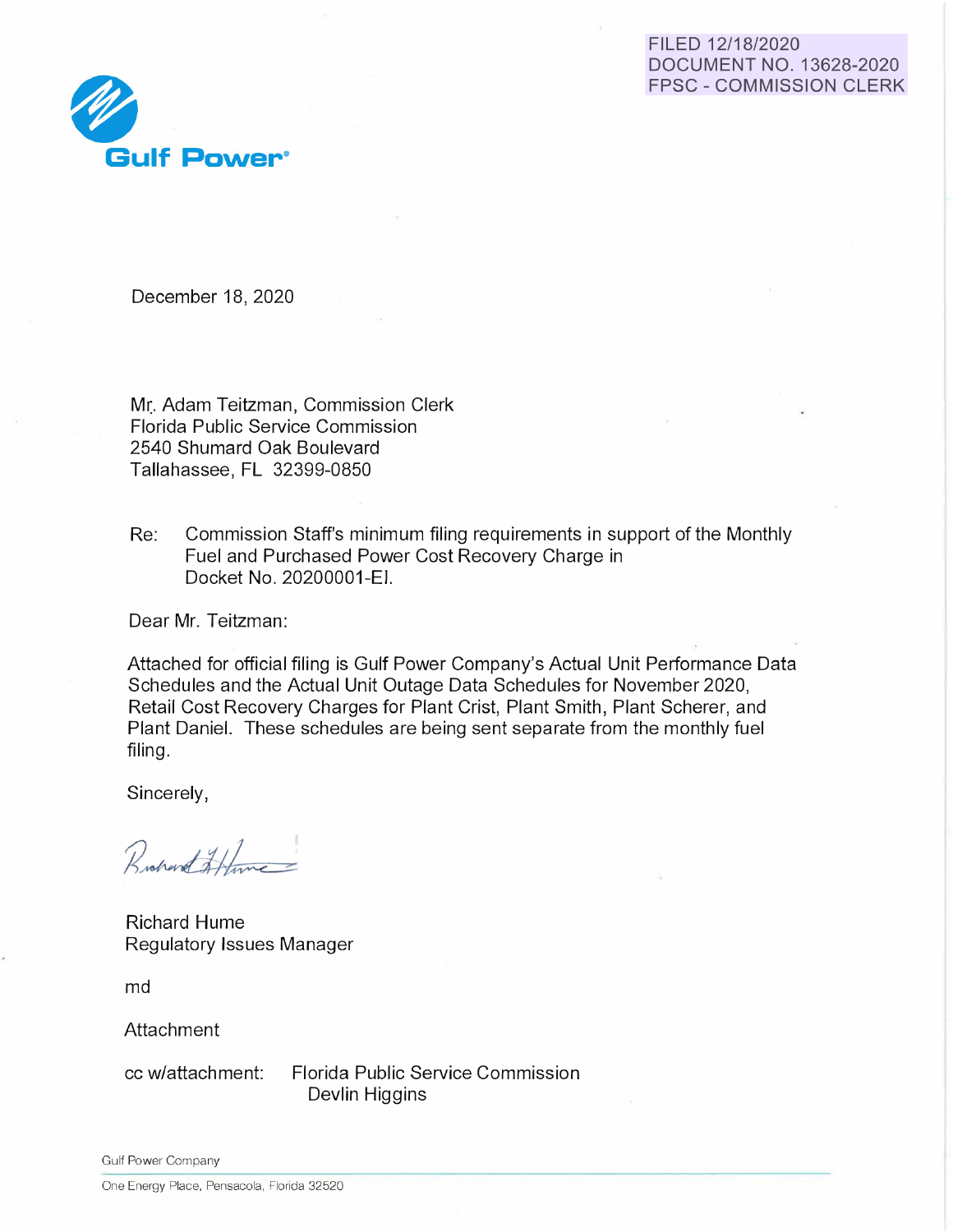FILED 12/18/2020
DOCUMENT NO. 13628-2020
FPSC - COMMISSION CLERK

**Gulf Power**®

December 18, 2020

Mr. Adam Teitzman, Commission Clerk
Florida Public Service Commission
2540 Shumard Oak Boulevard
Tallahassee, FL 32399-0850

Re: Commission Staff's minimum filing requirements in support of the Monthly Fuel and Purchased Power Cost Recovery Charge in Docket No. 20200001-EI.

Dear Mr. Teitzman:

Attached for official filing is Gulf Power Company's Actual Unit Performance Data Schedules and the Actual Unit Outage Data Schedules for November 2020, Retail Cost Recovery Charges for Plant Crist, Plant Smith, Plant Scherer, and Plant Daniel. These schedules are being sent separate from the monthly fuel filing.

Sincerely,

Richard Hume
Regulatory Issues Manager

md

Attachment

cc w/attachment: Florida Public Service Commission
Devlin Higgins

Gulf Power Company

One Energy Place, Pensacola, Florida 32520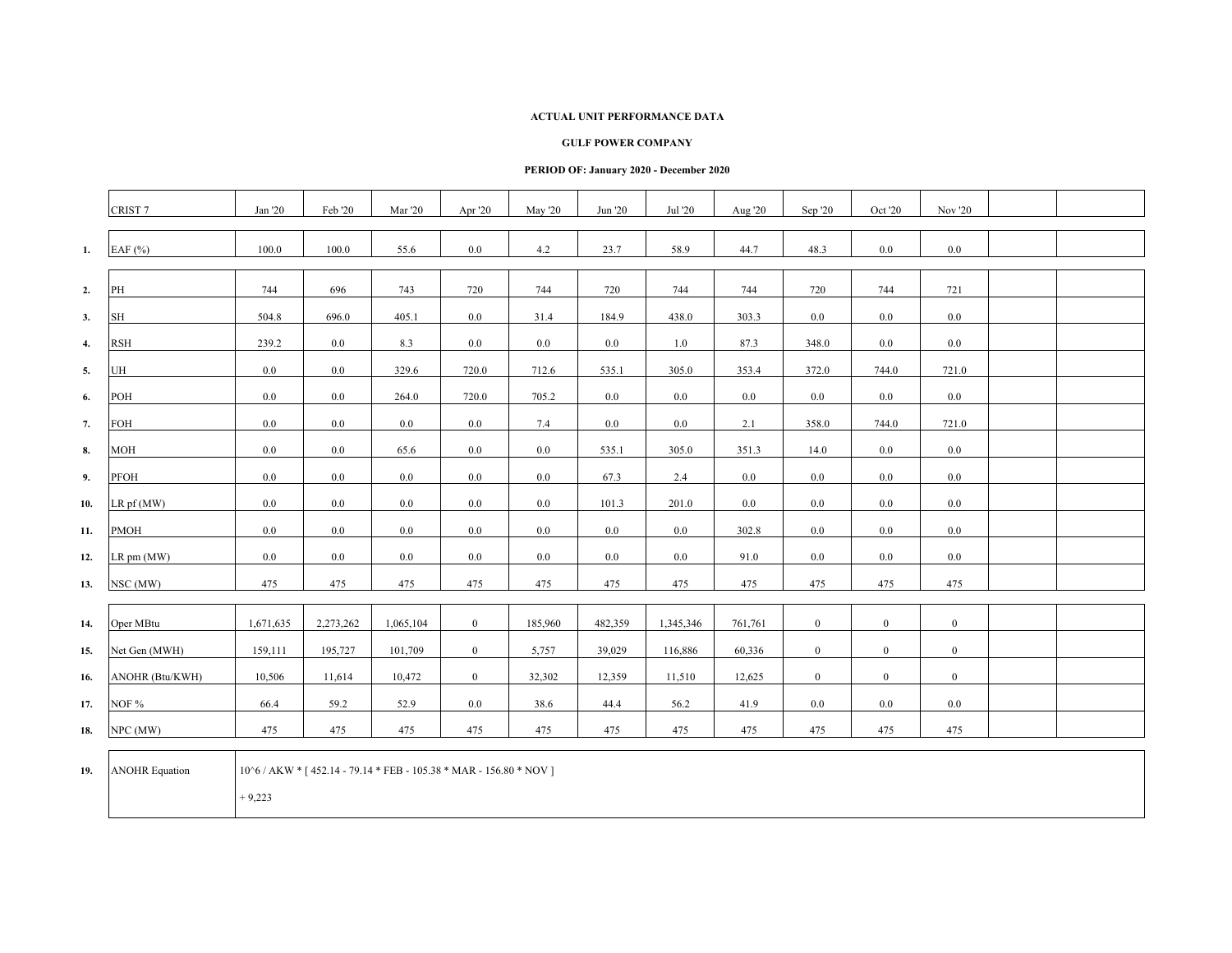**ACTUAL UNIT PERFORMANCE DATA**

**GULF POWER COMPANY**

**PERIOD OF: January 2020 - December 2020**

| | CRIST 7 | Jan '20 | Feb '20 | Mar '20 | Apr '20 | May '20 | Jun '20 | Jul '20 | Aug '20 | Sep '20 | Oct '20 | Nov '20 | | |
|---|---|---|---|---|---|---|---|---|---|---|---|---|---|---|
| **1.** | EAF (%) | 100.0 | 100.0 | 55.6 | 0.0 | 4.2 | 23.7 | 58.9 | 44.7 | 48.3 | 0.0 | 0.0 | | |
| **2.** | PH | 744 | 696 | 743 | 720 | 744 | 720 | 744 | 744 | 720 | 744 | 721 | | |
| **3.** | SH | 504.8 | 696.0 | 405.1 | 0.0 | 31.4 | 184.9 | 438.0 | 303.3 | 0.0 | 0.0 | 0.0 | | |
| **4.** | RSH | 239.2 | 0.0 | 8.3 | 0.0 | 0.0 | 0.0 | 1.0 | 87.3 | 348.0 | 0.0 | 0.0 | | |
| **5.** | UH | 0.0 | 0.0 | 329.6 | 720.0 | 712.6 | 535.1 | 305.0 | 353.4 | 372.0 | 744.0 | 721.0 | | |
| **6.** | POH | 0.0 | 0.0 | 264.0 | 720.0 | 705.2 | 0.0 | 0.0 | 0.0 | 0.0 | 0.0 | 0.0 | | |
| **7.** | FOH | 0.0 | 0.0 | 0.0 | 0.0 | 7.4 | 0.0 | 0.0 | 2.1 | 358.0 | 744.0 | 721.0 | | |
| **8.** | MOH | 0.0 | 0.0 | 65.6 | 0.0 | 0.0 | 535.1 | 305.0 | 351.3 | 14.0 | 0.0 | 0.0 | | |
| **9.** | PFOH | 0.0 | 0.0 | 0.0 | 0.0 | 0.0 | 67.3 | 2.4 | 0.0 | 0.0 | 0.0 | 0.0 | | |
| **10.** | LR pf (MW) | 0.0 | 0.0 | 0.0 | 0.0 | 0.0 | 101.3 | 201.0 | 0.0 | 0.0 | 0.0 | 0.0 | | |
| **11.** | PMOH | 0.0 | 0.0 | 0.0 | 0.0 | 0.0 | 0.0 | 0.0 | 302.8 | 0.0 | 0.0 | 0.0 | | |
| **12.** | LR pm (MW) | 0.0 | 0.0 | 0.0 | 0.0 | 0.0 | 0.0 | 0.0 | 91.0 | 0.0 | 0.0 | 0.0 | | |
| **13.** | NSC (MW) | 475 | 475 | 475 | 475 | 475 | 475 | 475 | 475 | 475 | 475 | 475 | | |
| **14.** | Oper MBtu | 1,671,635 | 2,273,262 | 1,065,104 | 0 | 185,960 | 482,359 | 1,345,346 | 761,761 | 0 | 0 | 0 | | |
| **15.** | Net Gen (MWH) | 159,111 | 195,727 | 101,709 | 0 | 5,757 | 39,029 | 116,886 | 60,336 | 0 | 0 | 0 | | |
| **16.** | ANOHR (Btu/KWH) | 10,506 | 11,614 | 10,472 | 0 | 32,302 | 12,359 | 11,510 | 12,625 | 0 | 0 | 0 | | |
| **17.** | NOF % | 66.4 | 59.2 | 52.9 | 0.0 | 38.6 | 44.4 | 56.2 | 41.9 | 0.0 | 0.0 | 0.0 | | |
| **18.** | NPC (MW) | 475 | 475 | 475 | 475 | 475 | 475 | 475 | 475 | 475 | 475 | 475 | | |
| **19.** | ANOHR Equation | 10^6 / AKW * [ 452.14 - 79.14 * FEB - 105.38 * MAR - 156.80 * NOV ] + 9,223 | | | | | | | | | | | | |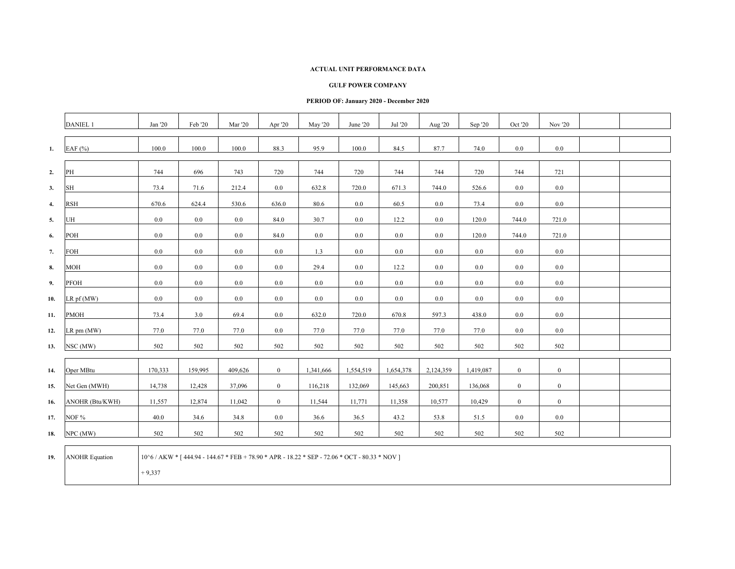**ACTUAL UNIT PERFORMANCE DATA**

**GULF POWER COMPANY**

**PERIOD OF: January 2020 - December 2020**

| | DANIEL 1 | Jan '20 | Feb '20 | Mar '20 | Apr '20 | May '20 | June '20 | Jul '20 | Aug '20 | Sep '20 | Oct '20 | Nov '20 | | |
|---|---|---|---|---|---|---|---|---|---|---|---|---|---|---|
| **1.** | EAF (%) | 100.0 | 100.0 | 100.0 | 88.3 | 95.9 | 100.0 | 84.5 | 87.7 | 74.0 | 0.0 | 0.0 | | |
| **2.** | PH | 744 | 696 | 743 | 720 | 744 | 720 | 744 | 744 | 720 | 744 | 721 | | |
| **3.** | SH | 73.4 | 71.6 | 212.4 | 0.0 | 632.8 | 720.0 | 671.3 | 744.0 | 526.6 | 0.0 | 0.0 | | |
| **4.** | RSH | 670.6 | 624.4 | 530.6 | 636.0 | 80.6 | 0.0 | 60.5 | 0.0 | 73.4 | 0.0 | 0.0 | | |
| **5.** | UH | 0.0 | 0.0 | 0.0 | 84.0 | 30.7 | 0.0 | 12.2 | 0.0 | 120.0 | 744.0 | 721.0 | | |
| **6.** | POH | 0.0 | 0.0 | 0.0 | 84.0 | 0.0 | 0.0 | 0.0 | 0.0 | 120.0 | 744.0 | 721.0 | | |
| **7.** | FOH | 0.0 | 0.0 | 0.0 | 0.0 | 1.3 | 0.0 | 0.0 | 0.0 | 0.0 | 0.0 | 0.0 | | |
| **8.** | MOH | 0.0 | 0.0 | 0.0 | 0.0 | 29.4 | 0.0 | 12.2 | 0.0 | 0.0 | 0.0 | 0.0 | | |
| **9.** | PFOH | 0.0 | 0.0 | 0.0 | 0.0 | 0.0 | 0.0 | 0.0 | 0.0 | 0.0 | 0.0 | 0.0 | | |
| **10.** | LR pf (MW) | 0.0 | 0.0 | 0.0 | 0.0 | 0.0 | 0.0 | 0.0 | 0.0 | 0.0 | 0.0 | 0.0 | | |
| **11.** | PMOH | 73.4 | 3.0 | 69.4 | 0.0 | 632.0 | 720.0 | 670.8 | 597.3 | 438.0 | 0.0 | 0.0 | | |
| **12.** | LR pm (MW) | 77.0 | 77.0 | 77.0 | 0.0 | 77.0 | 77.0 | 77.0 | 77.0 | 77.0 | 0.0 | 0.0 | | |
| **13.** | NSC (MW) | 502 | 502 | 502 | 502 | 502 | 502 | 502 | 502 | 502 | 502 | 502 | | |
| **14.** | Oper MBtu | 170,333 | 159,995 | 409,626 | 0 | 1,341,666 | 1,554,519 | 1,654,378 | 2,124,359 | 1,419,087 | 0 | 0 | | |
| **15.** | Net Gen (MWH) | 14,738 | 12,428 | 37,096 | 0 | 116,218 | 132,069 | 145,663 | 200,851 | 136,068 | 0 | 0 | | |
| **16.** | ANOHR (Btu/KWH) | 11,557 | 12,874 | 11,042 | 0 | 11,544 | 11,771 | 11,358 | 10,577 | 10,429 | 0 | 0 | | |
| **17.** | NOF % | 40.0 | 34.6 | 34.8 | 0.0 | 36.6 | 36.5 | 43.2 | 53.8 | 51.5 | 0.0 | 0.0 | | |
| **18.** | NPC (MW) | 502 | 502 | 502 | 502 | 502 | 502 | 502 | 502 | 502 | 502 | 502 | | |

| | | |
|---|---|---|
| **19.** | ANOHR Equation | 10^6 / AKW * [ 444.94 - 144.67 * FEB + 78.90 * APR - 18.22 * SEP - 72.06 * OCT - 80.33 * NOV ] + 9,337 |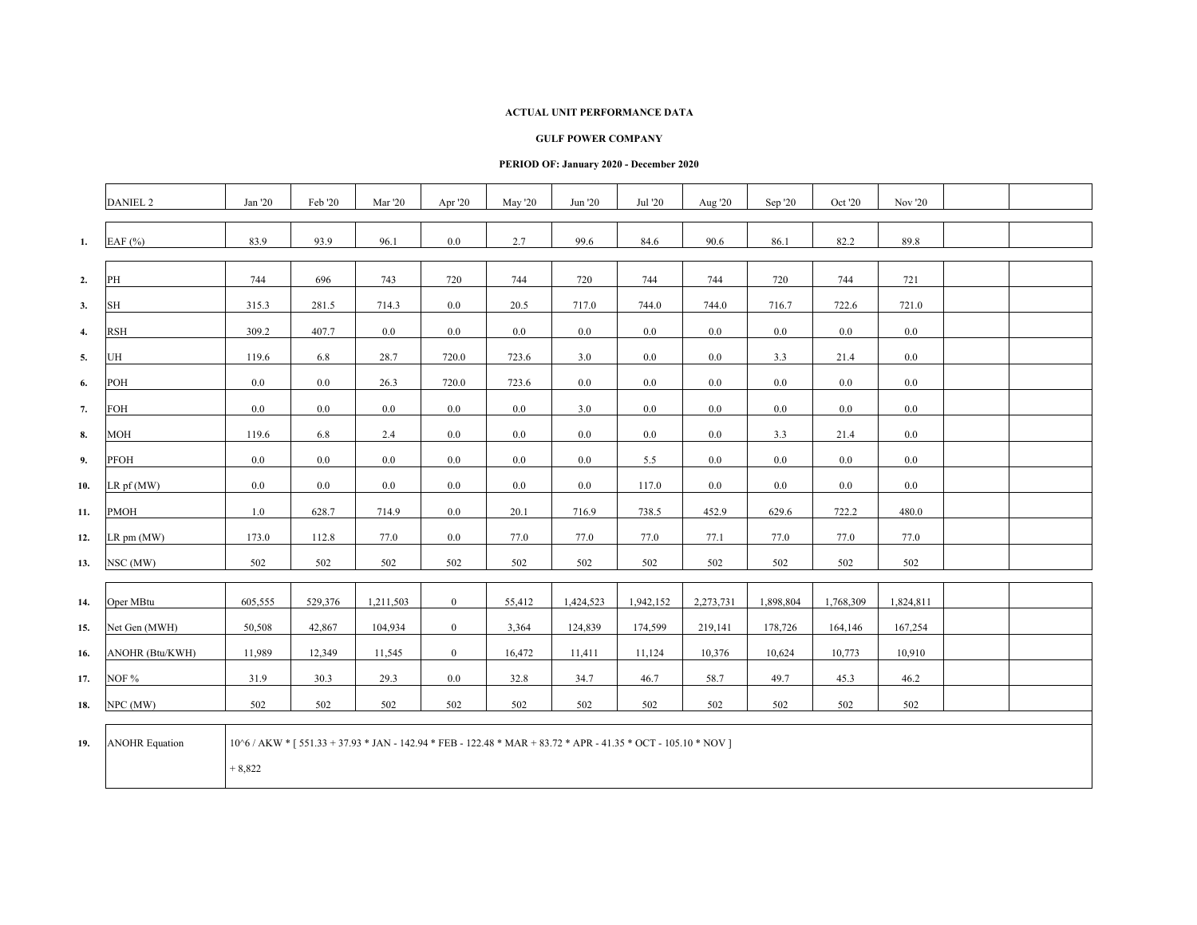**ACTUAL UNIT PERFORMANCE DATA**

**GULF POWER COMPANY**

**PERIOD OF: January 2020 - December 2020**

| | DANIEL 2 | Jan '20 | Feb '20 | Mar '20 | Apr '20 | May '20 | Jun '20 | Jul '20 | Aug '20 | Sep '20 | Oct '20 | Nov '20 | | |
|---|---|---|---|---|---|---|---|---|---|---|---|---|---|---|
| **1.** | EAF (%) | 83.9 | 93.9 | 96.1 | 0.0 | 2.7 | 99.6 | 84.6 | 90.6 | 86.1 | 82.2 | 89.8 | | |
| **2.** | PH | 744 | 696 | 743 | 720 | 744 | 720 | 744 | 744 | 720 | 744 | 721 | | |
| **3.** | SH | 315.3 | 281.5 | 714.3 | 0.0 | 20.5 | 717.0 | 744.0 | 744.0 | 716.7 | 722.6 | 721.0 | | |
| **4.** | RSH | 309.2 | 407.7 | 0.0 | 0.0 | 0.0 | 0.0 | 0.0 | 0.0 | 0.0 | 0.0 | 0.0 | | |
| **5.** | UH | 119.6 | 6.8 | 28.7 | 720.0 | 723.6 | 3.0 | 0.0 | 0.0 | 3.3 | 21.4 | 0.0 | | |
| **6.** | POH | 0.0 | 0.0 | 26.3 | 720.0 | 723.6 | 0.0 | 0.0 | 0.0 | 0.0 | 0.0 | 0.0 | | |
| **7.** | FOH | 0.0 | 0.0 | 0.0 | 0.0 | 0.0 | 3.0 | 0.0 | 0.0 | 0.0 | 0.0 | 0.0 | | |
| **8.** | MOH | 119.6 | 6.8 | 2.4 | 0.0 | 0.0 | 0.0 | 0.0 | 0.0 | 3.3 | 21.4 | 0.0 | | |
| **9.** | PFOH | 0.0 | 0.0 | 0.0 | 0.0 | 0.0 | 0.0 | 5.5 | 0.0 | 0.0 | 0.0 | 0.0 | | |
| **10.** | LR pf (MW) | 0.0 | 0.0 | 0.0 | 0.0 | 0.0 | 0.0 | 117.0 | 0.0 | 0.0 | 0.0 | 0.0 | | |
| **11.** | PMOH | 1.0 | 628.7 | 714.9 | 0.0 | 20.1 | 716.9 | 738.5 | 452.9 | 629.6 | 722.2 | 480.0 | | |
| **12.** | LR pm (MW) | 173.0 | 112.8 | 77.0 | 0.0 | 77.0 | 77.0 | 77.0 | 77.1 | 77.0 | 77.0 | 77.0 | | |
| **13.** | NSC (MW) | 502 | 502 | 502 | 502 | 502 | 502 | 502 | 502 | 502 | 502 | 502 | | |
| **14.** | Oper MBtu | 605,555 | 529,376 | 1,211,503 | 0 | 55,412 | 1,424,523 | 1,942,152 | 2,273,731 | 1,898,804 | 1,768,309 | 1,824,811 | | |
| **15.** | Net Gen (MWH) | 50,508 | 42,867 | 104,934 | 0 | 3,364 | 124,839 | 174,599 | 219,141 | 178,726 | 164,146 | 167,254 | | |
| **16.** | ANOHR (Btu/KWH) | 11,989 | 12,349 | 11,545 | 0 | 16,472 | 11,411 | 11,124 | 10,376 | 10,624 | 10,773 | 10,910 | | |
| **17.** | NOF % | 31.9 | 30.3 | 29.3 | 0.0 | 32.8 | 34.7 | 46.7 | 58.7 | 49.7 | 45.3 | 46.2 | | |
| **18.** | NPC (MW) | 502 | 502 | 502 | 502 | 502 | 502 | 502 | 502 | 502 | 502 | 502 | | |
| **19.** | ANOHR Equation | 10^6 / AKW * [ 551.33 + 37.93 * JAN - 142.94 * FEB - 122.48 * MAR + 83.72 * APR - 41.35 * OCT - 105.10 * NOV ] + 8,822 | | | | | | | | | | | | |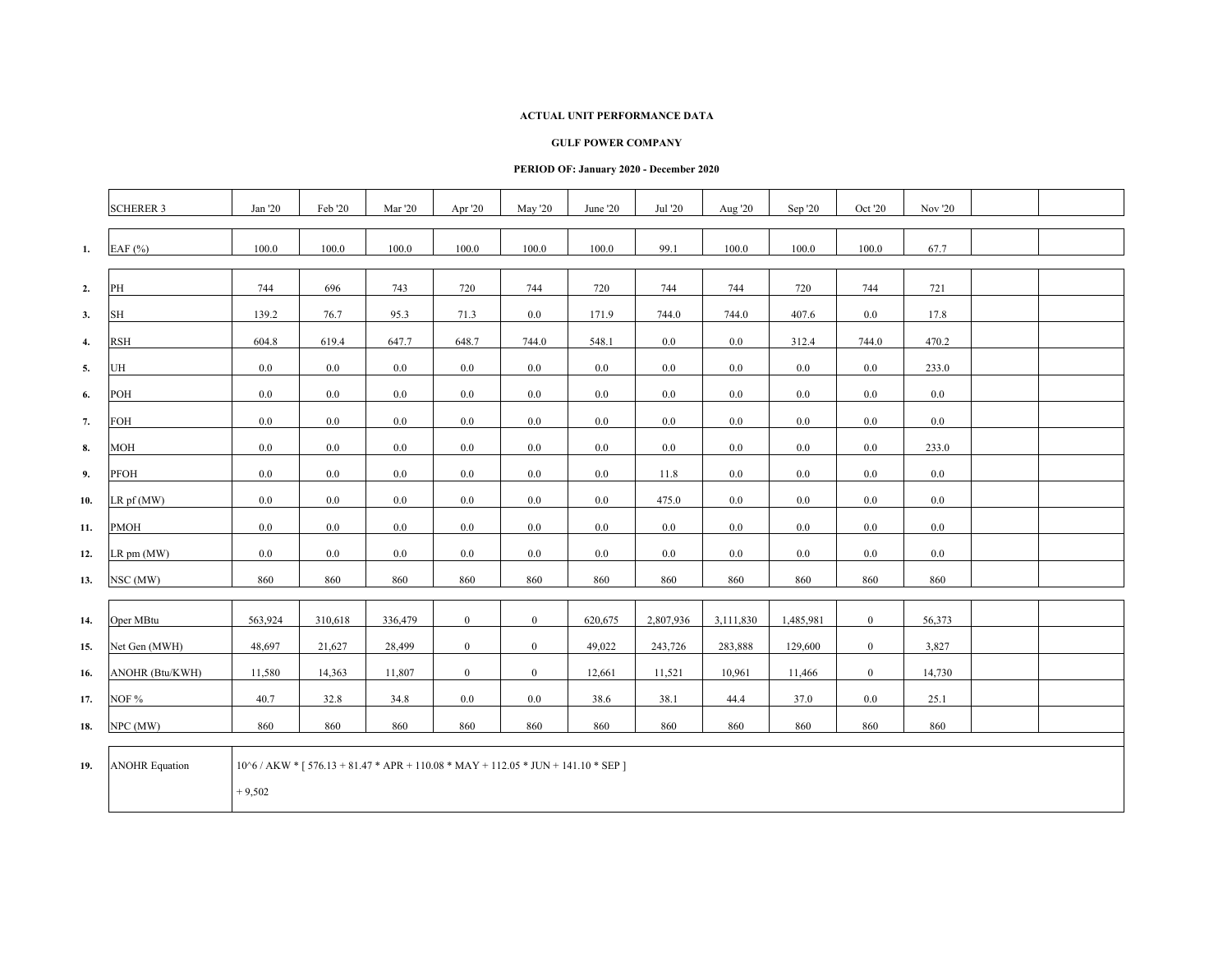**ACTUAL UNIT PERFORMANCE DATA**

**GULF POWER COMPANY**

**PERIOD OF: January 2020 - December 2020**

| | SCHERER 3 | Jan '20 | Feb '20 | Mar '20 | Apr '20 | May '20 | June '20 | Jul '20 | Aug '20 | Sep '20 | Oct '20 | Nov '20 | | |
|---|---|---|---|---|---|---|---|---|---|---|---|---|---|---|
| **1.** | EAF (%) | 100.0 | 100.0 | 100.0 | 100.0 | 100.0 | 100.0 | 99.1 | 100.0 | 100.0 | 100.0 | 67.7 | | |
| **2.** | PH | 744 | 696 | 743 | 720 | 744 | 720 | 744 | 744 | 720 | 744 | 721 | | |
| **3.** | SH | 139.2 | 76.7 | 95.3 | 71.3 | 0.0 | 171.9 | 744.0 | 744.0 | 407.6 | 0.0 | 17.8 | | |
| **4.** | RSH | 604.8 | 619.4 | 647.7 | 648.7 | 744.0 | 548.1 | 0.0 | 0.0 | 312.4 | 744.0 | 470.2 | | |
| **5.** | UH | 0.0 | 0.0 | 0.0 | 0.0 | 0.0 | 0.0 | 0.0 | 0.0 | 0.0 | 0.0 | 233.0 | | |
| **6.** | POH | 0.0 | 0.0 | 0.0 | 0.0 | 0.0 | 0.0 | 0.0 | 0.0 | 0.0 | 0.0 | 0.0 | | |
| **7.** | FOH | 0.0 | 0.0 | 0.0 | 0.0 | 0.0 | 0.0 | 0.0 | 0.0 | 0.0 | 0.0 | 0.0 | | |
| **8.** | MOH | 0.0 | 0.0 | 0.0 | 0.0 | 0.0 | 0.0 | 0.0 | 0.0 | 0.0 | 0.0 | 233.0 | | |
| **9.** | PFOH | 0.0 | 0.0 | 0.0 | 0.0 | 0.0 | 0.0 | 11.8 | 0.0 | 0.0 | 0.0 | 0.0 | | |
| **10.** | LR pf (MW) | 0.0 | 0.0 | 0.0 | 0.0 | 0.0 | 0.0 | 475.0 | 0.0 | 0.0 | 0.0 | 0.0 | | |
| **11.** | PMOH | 0.0 | 0.0 | 0.0 | 0.0 | 0.0 | 0.0 | 0.0 | 0.0 | 0.0 | 0.0 | 0.0 | | |
| **12.** | LR pm (MW) | 0.0 | 0.0 | 0.0 | 0.0 | 0.0 | 0.0 | 0.0 | 0.0 | 0.0 | 0.0 | 0.0 | | |
| **13.** | NSC (MW) | 860 | 860 | 860 | 860 | 860 | 860 | 860 | 860 | 860 | 860 | 860 | | |
| **14.** | Oper MBtu | 563,924 | 310,618 | 336,479 | 0 | 0 | 620,675 | 2,807,936 | 3,111,830 | 1,485,981 | 0 | 56,373 | | |
| **15.** | Net Gen (MWH) | 48,697 | 21,627 | 28,499 | 0 | 0 | 49,022 | 243,726 | 283,888 | 129,600 | 0 | 3,827 | | |
| **16.** | ANOHR (Btu/KWH) | 11,580 | 14,363 | 11,807 | 0 | 0 | 12,661 | 11,521 | 10,961 | 11,466 | 0 | 14,730 | | |
| **17.** | NOF % | 40.7 | 32.8 | 34.8 | 0.0 | 0.0 | 38.6 | 38.1 | 44.4 | 37.0 | 0.0 | 25.1 | | |
| **18.** | NPC (MW) | 860 | 860 | 860 | 860 | 860 | 860 | 860 | 860 | 860 | 860 | 860 | | |
| **19.** | ANOHR Equation | 10^6 / AKW * [ 576.13 + 81.47 * APR + 110.08 * MAY + 112.05 * JUN + 141.10 * SEP ] + 9,502 | | | | | | | | | | | | |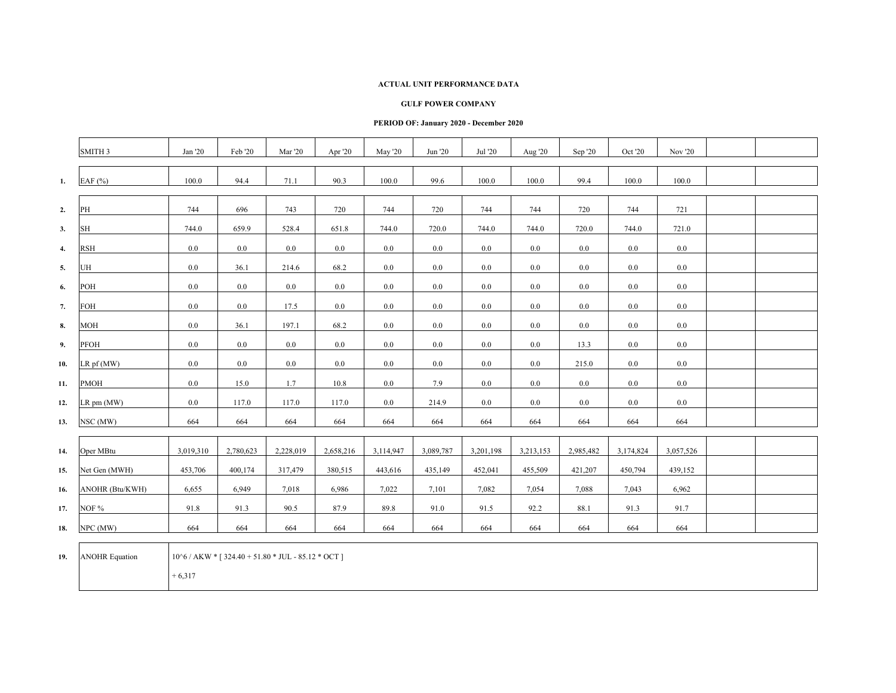**ACTUAL UNIT PERFORMANCE DATA**

**GULF POWER COMPANY**

**PERIOD OF: January 2020 - December 2020**

| | SMITH 3 | Jan '20 | Feb '20 | Mar '20 | Apr '20 | May '20 | Jun '20 | Jul '20 | Aug '20 | Sep '20 | Oct '20 | Nov '20 | | |
|---|---|---|---|---|---|---|---|---|---|---|---|---|---|---|
| **1.** | EAF (%) | 100.0 | 94.4 | 71.1 | 90.3 | 100.0 | 99.6 | 100.0 | 100.0 | 99.4 | 100.0 | 100.0 | | |
| **2.** | PH | 744 | 696 | 743 | 720 | 744 | 720 | 744 | 744 | 720 | 744 | 721 | | |
| **3.** | SH | 744.0 | 659.9 | 528.4 | 651.8 | 744.0 | 720.0 | 744.0 | 744.0 | 720.0 | 744.0 | 721.0 | | |
| **4.** | RSH | 0.0 | 0.0 | 0.0 | 0.0 | 0.0 | 0.0 | 0.0 | 0.0 | 0.0 | 0.0 | 0.0 | | |
| **5.** | UH | 0.0 | 36.1 | 214.6 | 68.2 | 0.0 | 0.0 | 0.0 | 0.0 | 0.0 | 0.0 | 0.0 | | |
| **6.** | POH | 0.0 | 0.0 | 0.0 | 0.0 | 0.0 | 0.0 | 0.0 | 0.0 | 0.0 | 0.0 | 0.0 | | |
| **7.** | FOH | 0.0 | 0.0 | 17.5 | 0.0 | 0.0 | 0.0 | 0.0 | 0.0 | 0.0 | 0.0 | 0.0 | | |
| **8.** | MOH | 0.0 | 36.1 | 197.1 | 68.2 | 0.0 | 0.0 | 0.0 | 0.0 | 0.0 | 0.0 | 0.0 | | |
| **9.** | PFOH | 0.0 | 0.0 | 0.0 | 0.0 | 0.0 | 0.0 | 0.0 | 0.0 | 13.3 | 0.0 | 0.0 | | |
| **10.** | LR pf (MW) | 0.0 | 0.0 | 0.0 | 0.0 | 0.0 | 0.0 | 0.0 | 0.0 | 215.0 | 0.0 | 0.0 | | |
| **11.** | PMOH | 0.0 | 15.0 | 1.7 | 10.8 | 0.0 | 7.9 | 0.0 | 0.0 | 0.0 | 0.0 | 0.0 | | |
| **12.** | LR pm (MW) | 0.0 | 117.0 | 117.0 | 117.0 | 0.0 | 214.9 | 0.0 | 0.0 | 0.0 | 0.0 | 0.0 | | |
| **13.** | NSC (MW) | 664 | 664 | 664 | 664 | 664 | 664 | 664 | 664 | 664 | 664 | 664 | | |
| **14.** | Oper MBtu | 3,019,310 | 2,780,623 | 2,228,019 | 2,658,216 | 3,114,947 | 3,089,787 | 3,201,198 | 3,213,153 | 2,985,482 | 3,174,824 | 3,057,526 | | |
| **15.** | Net Gen (MWH) | 453,706 | 400,174 | 317,479 | 380,515 | 443,616 | 435,149 | 452,041 | 455,509 | 421,207 | 450,794 | 439,152 | | |
| **16.** | ANOHR (Btu/KWH) | 6,655 | 6,949 | 7,018 | 6,986 | 7,022 | 7,101 | 7,082 | 7,054 | 7,088 | 7,043 | 6,962 | | |
| **17.** | NOF % | 91.8 | 91.3 | 90.5 | 87.9 | 89.8 | 91.0 | 91.5 | 92.2 | 88.1 | 91.3 | 91.7 | | |
| **18.** | NPC (MW) | 664 | 664 | 664 | 664 | 664 | 664 | 664 | 664 | 664 | 664 | 664 | | |
| **19.** | ANOHR Equation | 10^6 / AKW * [ 324.40 + 51.80 * JUL - 85.12 * OCT ] + 6,317 | | | | | | | | | | | | |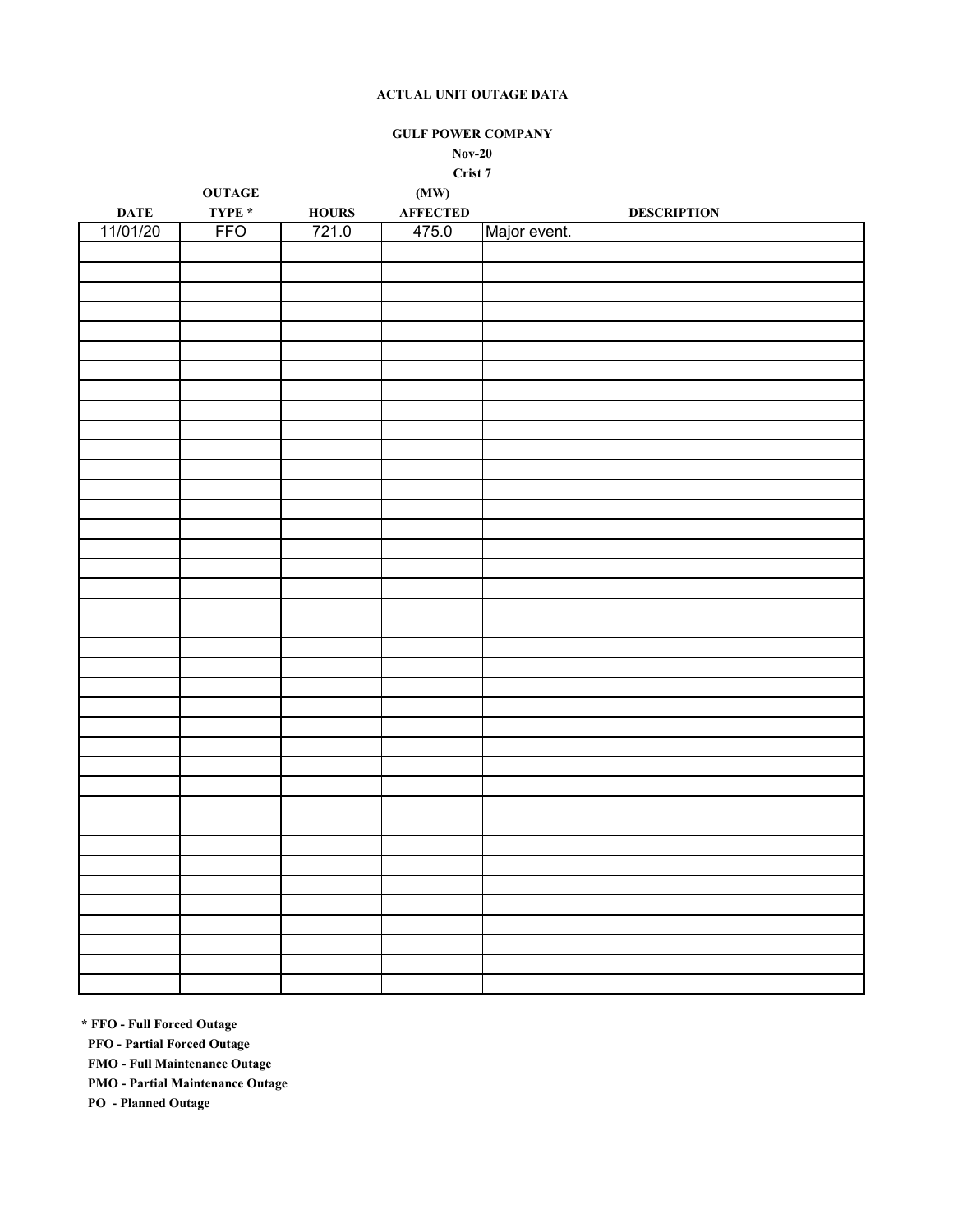**ACTUAL UNIT OUTAGE DATA**

**GULF POWER COMPANY**

**Nov-20**

**Crist 7**

| DATE | OUTAGE TYPE * | HOURS | (MW) AFFECTED | DESCRIPTION |
|---|---|---|---|---|
| 11/01/20 | FFO | 721.0 | 475.0 | Major event. |

**\* FFO - Full Forced Outage**

**PFO - Partial Forced Outage**

**FMO - Full Maintenance Outage**

**PMO - Partial Maintenance Outage**

**PO - Planned Outage**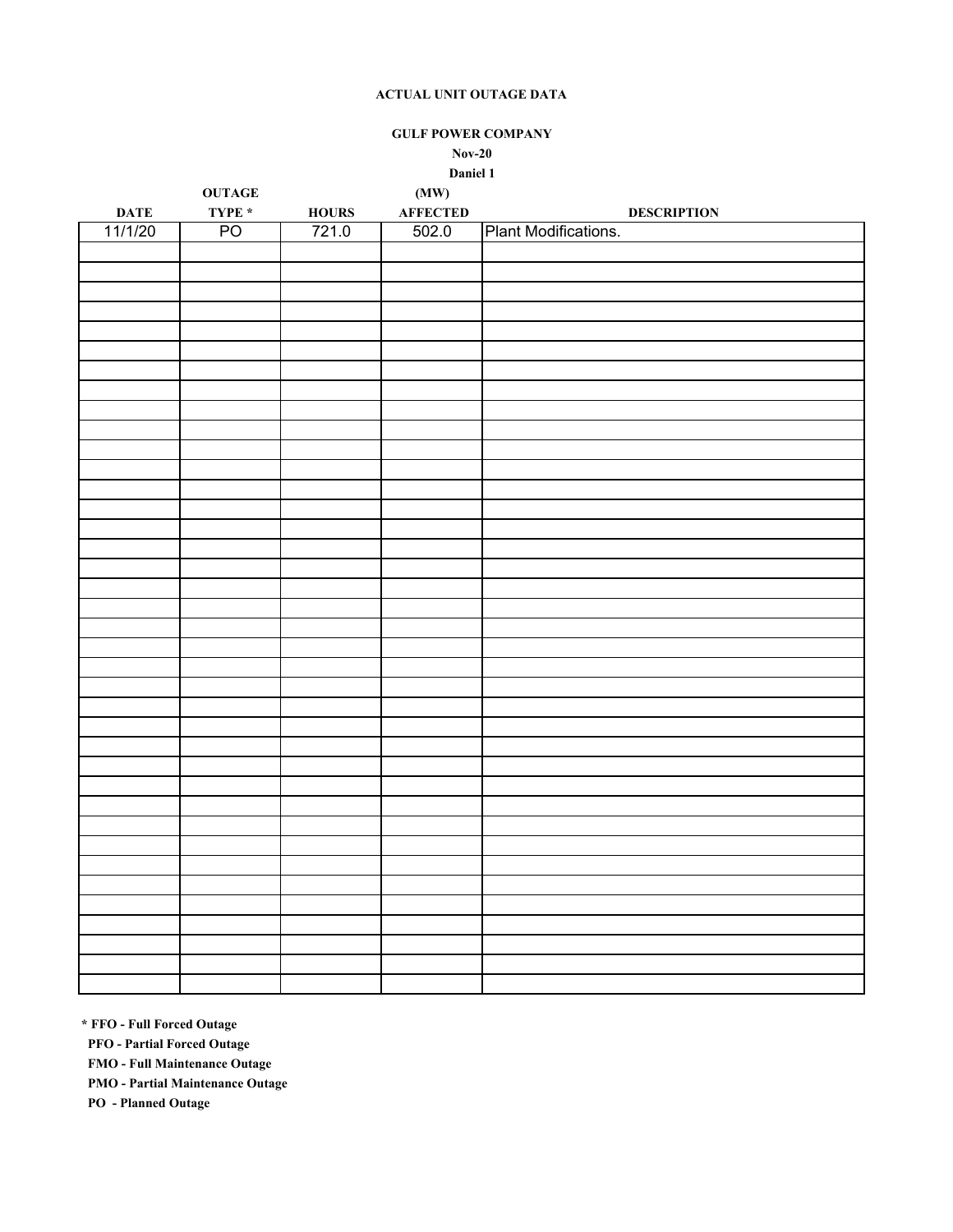**ACTUAL UNIT OUTAGE DATA**

**GULF POWER COMPANY**

**Nov-20**

**Daniel 1**

| DATE | OUTAGE TYPE * | HOURS | (MW) AFFECTED | DESCRIPTION |
|---|---|---|---|---|
| 11/1/20 | PO | 721.0 | 502.0 | Plant Modifications. |

**\* FFO - Full Forced Outage**
**PFO - Partial Forced Outage**
**FMO - Full Maintenance Outage**
**PMO - Partial Maintenance Outage**
**PO - Planned Outage**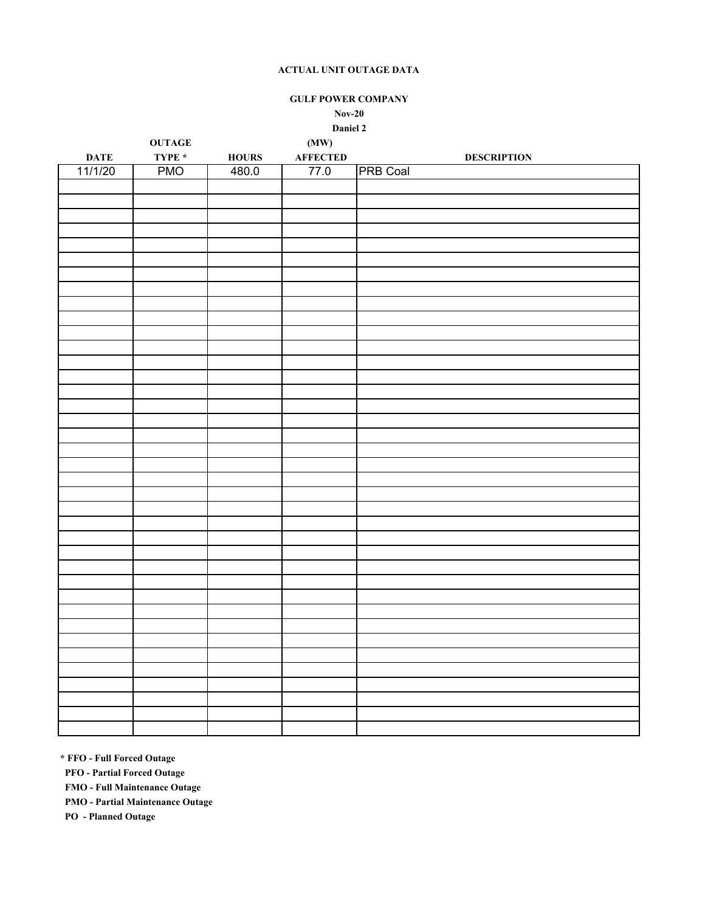**ACTUAL UNIT OUTAGE DATA**

**GULF POWER COMPANY**

**Nov-20**

**Daniel 2**

| DATE | OUTAGE TYPE * | HOURS | (MW) AFFECTED | DESCRIPTION |
|---|---|---|---|---|
| 11/1/20 | PMO | 480.0 | 77.0 | PRB Coal |

**\* FFO - Full Forced Outage**

**PFO - Partial Forced Outage**

**FMO - Full Maintenance Outage**

**PMO - Partial Maintenance Outage**

**PO - Planned Outage**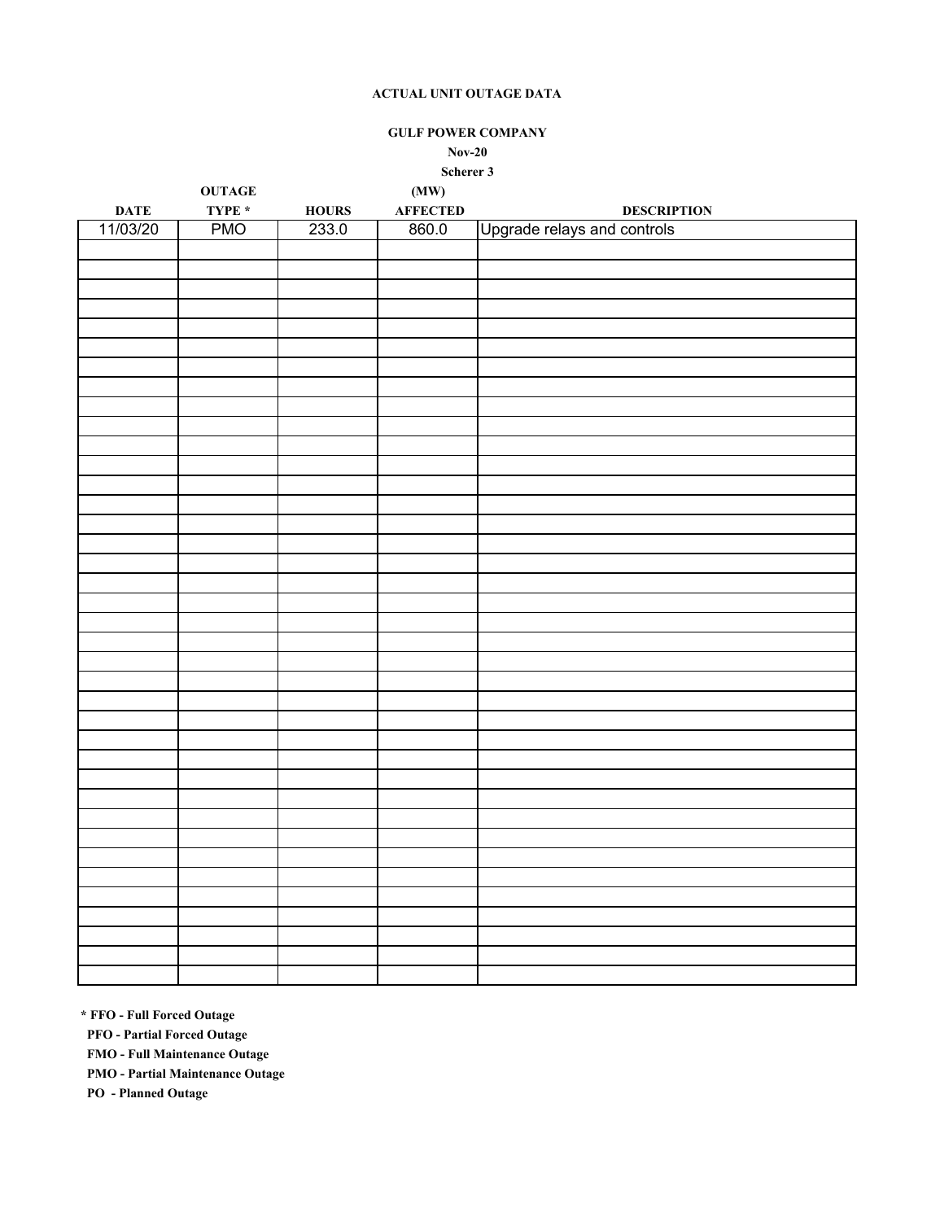**ACTUAL UNIT OUTAGE DATA**

**GULF POWER COMPANY**

**Nov-20**

**Scherer 3**

| DATE | OUTAGE TYPE * | HOURS | (MW) AFFECTED | DESCRIPTION |
|---|---|---|---|---|
| 11/03/20 | PMO | 233.0 | 860.0 | Upgrade relays and controls |

**\* FFO - Full Forced Outage**

**PFO - Partial Forced Outage**

**FMO - Full Maintenance Outage**

**PMO - Partial Maintenance Outage**

**PO - Planned Outage**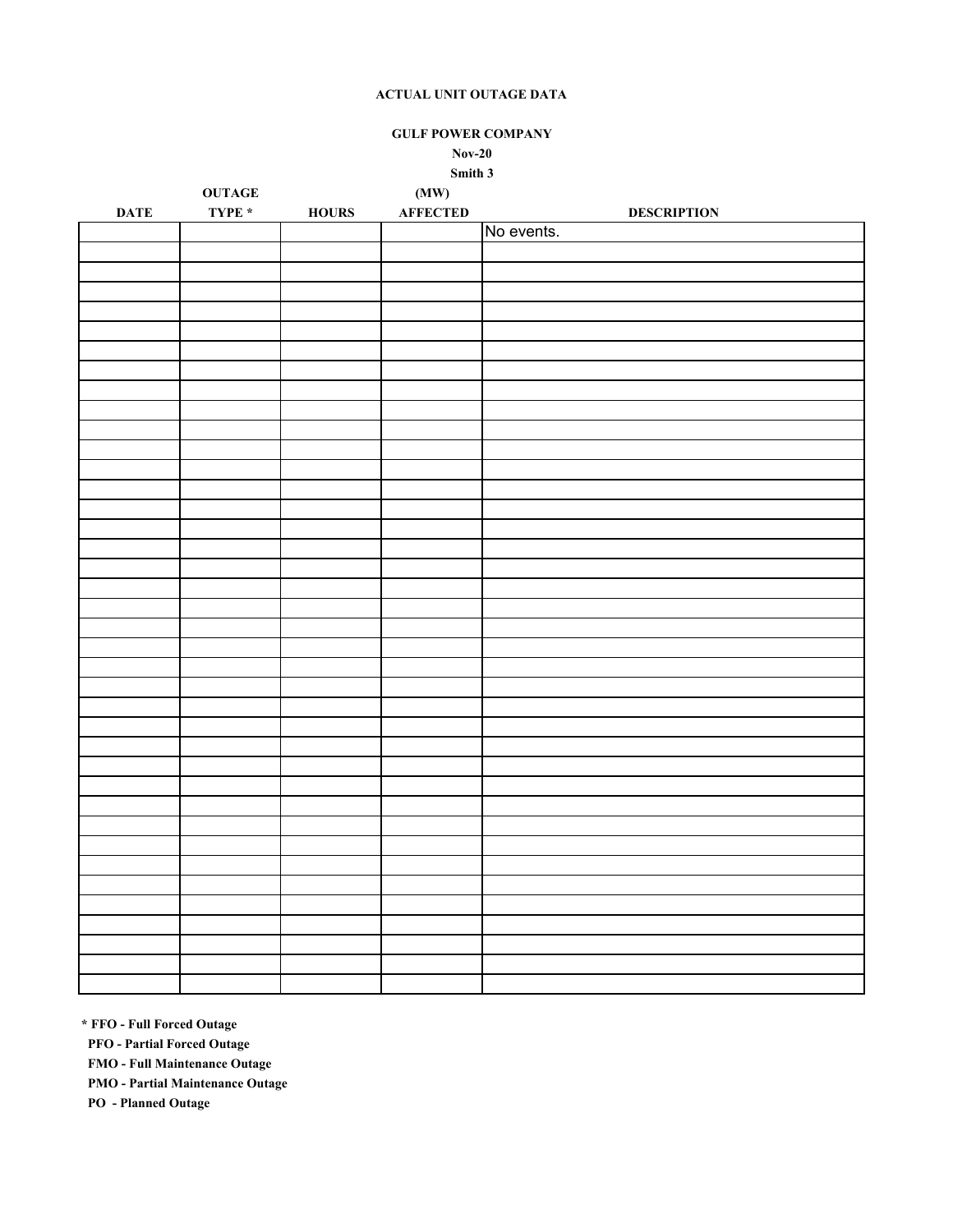**ACTUAL UNIT OUTAGE DATA**

**GULF POWER COMPANY**

**Nov-20**

**Smith 3**

| DATE | OUTAGE TYPE * | HOURS | (MW) AFFECTED | DESCRIPTION |
|---|---|---|---|---|
| | | | | No events. |

**\* FFO - Full Forced Outage**

**PFO - Partial Forced Outage**

**FMO - Full Maintenance Outage**

**PMO - Partial Maintenance Outage**

**PO - Planned Outage**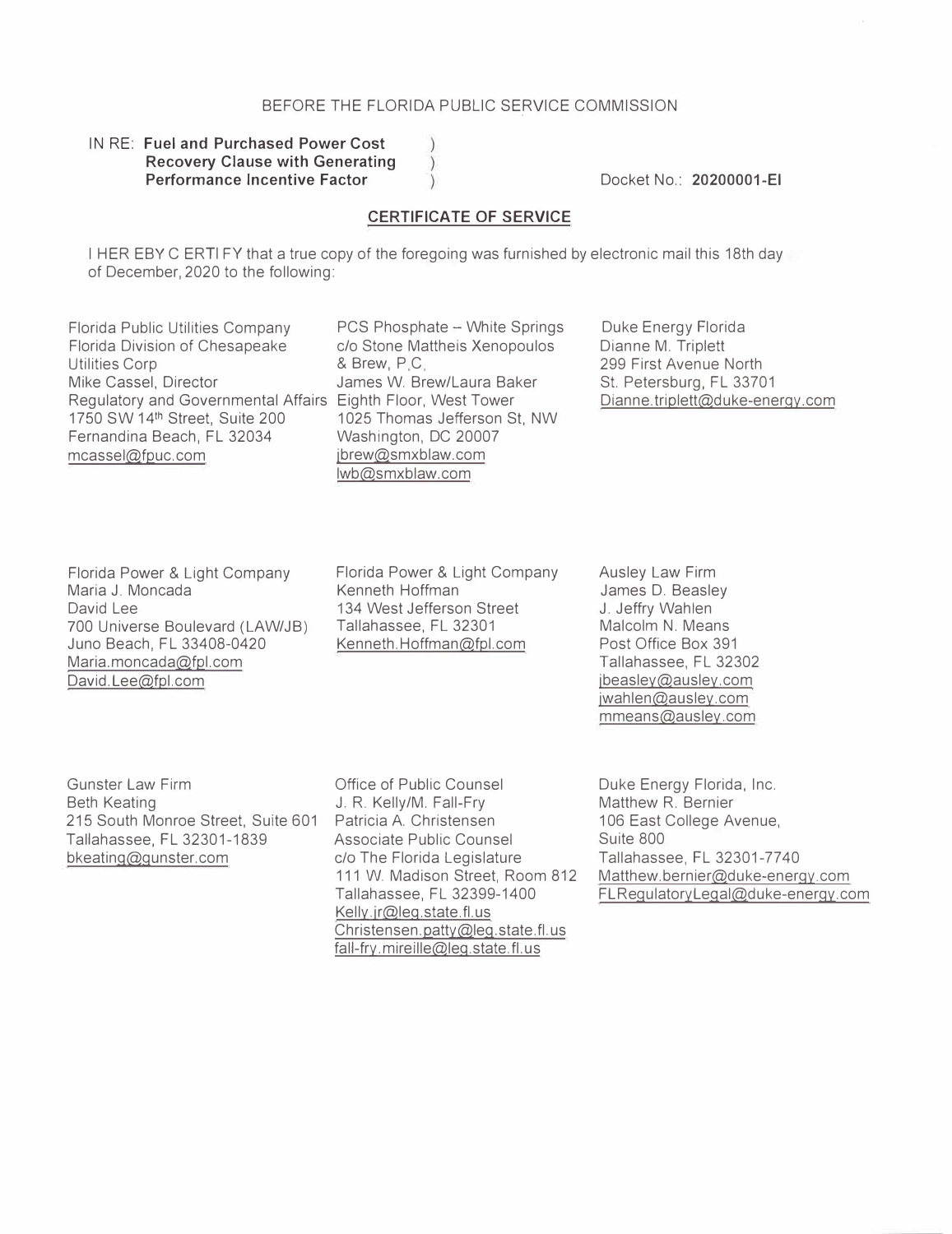BEFORE THE FLORIDA PUBLIC SERVICE COMMISSION

IN RE: **Fuel and Purchased Power Cost Recovery Clause with Generating Performance Incentive Factor** )

Docket No.: **20200001-EI**

## CERTIFICATE OF SERVICE

I HEREBY CERTIFY that a true copy of the foregoing was furnished by electronic mail this 18th day of December, 2020 to the following:

Florida Public Utilities Company
Florida Division of Chesapeake Utilities Corp
Mike Cassel, Director
Regulatory and Governmental Affairs
1750 SW 14th Street, Suite 200
Fernandina Beach, FL 32034
mcassel@fpuc.com

PCS Phosphate – White Springs
c/o Stone Mattheis Xenopoulos & Brew, P.C.
James W. Brew/Laura Baker
Eighth Floor, West Tower
1025 Thomas Jefferson St, NW
Washington, DC 20007
jbrew@smxblaw.com
lwb@smxblaw.com

Duke Energy Florida
Dianne M. Triplett
299 First Avenue North
St. Petersburg, FL 33701
Dianne.triplett@duke-energy.com

Florida Power & Light Company
Maria J. Moncada
David Lee
700 Universe Boulevard (LAW/JB)
Juno Beach, FL 33408-0420
Maria.moncada@fpl.com
David.Lee@fpl.com

Florida Power & Light Company
Kenneth Hoffman
134 West Jefferson Street
Tallahassee, FL 32301
Kenneth.Hoffman@fpl.com

Ausley Law Firm
James D. Beasley
J. Jeffry Wahlen
Malcolm N. Means
Post Office Box 391
Tallahassee, FL 32302
jbeasley@ausley.com
jwahlen@ausley.com
mmeans@ausley.com

Gunster Law Firm
Beth Keating
215 South Monroe Street, Suite 601
Tallahassee, FL 32301-1839
bkeating@gunster.com

Office of Public Counsel
J. R. Kelly/M. Fall-Fry
Patricia A. Christensen
Associate Public Counsel
c/o The Florida Legislature
111 W. Madison Street, Room 812
Tallahassee, FL 32399-1400
Kelly.jr@leg.state.fl.us
Christensen.patty@leg.state.fl.us
fall-fry.mireille@leg.state.fl.us

Duke Energy Florida, Inc.
Matthew R. Bernier
106 East College Avenue, Suite 800
Tallahassee, FL 32301-7740
Matthew.bernier@duke-energy.com
FLRegulatoryLegal@duke-energy.com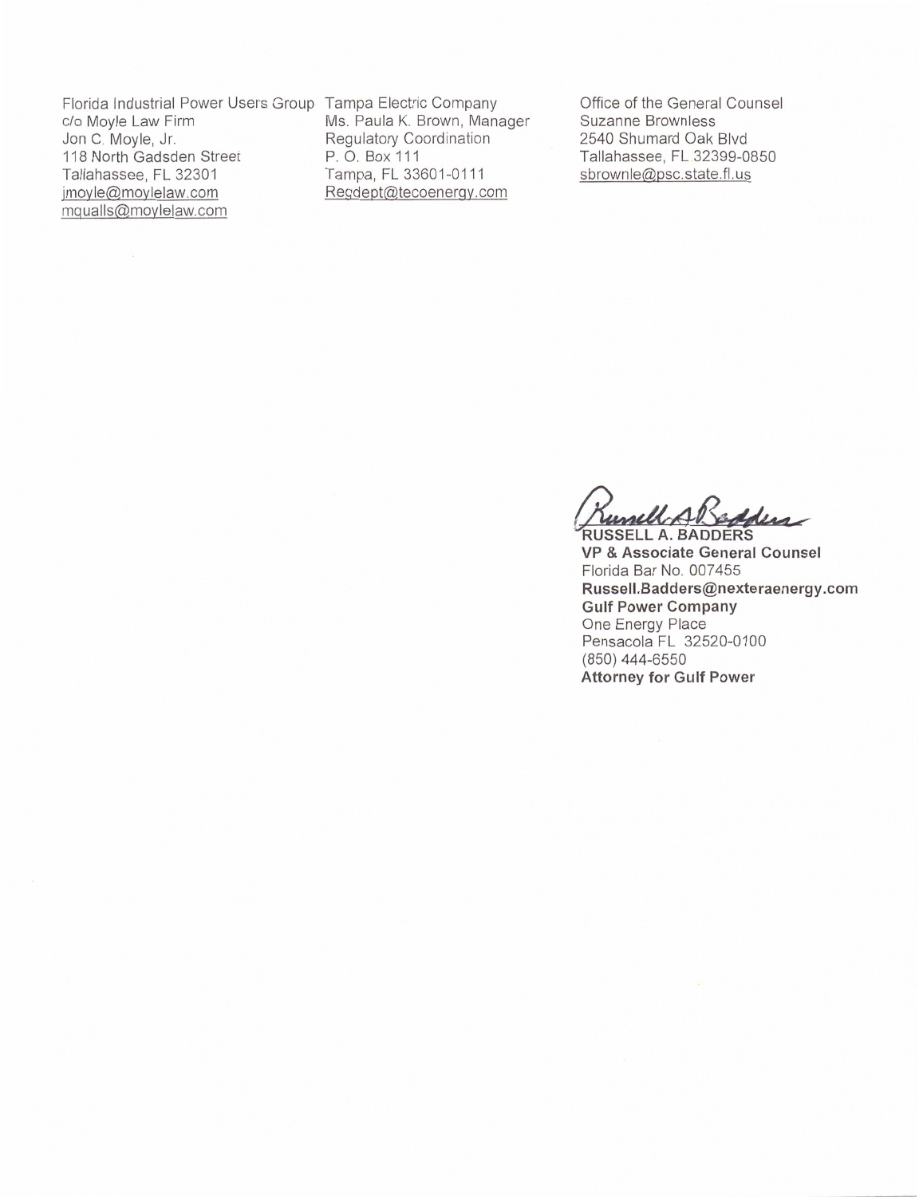Florida Industrial Power Users Group
c/o Moyle Law Firm
Jon C. Moyle, Jr.
118 North Gadsden Street
Tallahassee, FL 32301
jmoyle@moylelaw.com
mqualls@moylelaw.com

Tampa Electric Company
Ms. Paula K. Brown, Manager
Regulatory Coordination
P. O. Box 111
Tampa, FL 33601-0111
Regdept@tecoenergy.com

Office of the General Counsel
Suzanne Brownless
2540 Shumard Oak Blvd
Tallahassee, FL 32399-0850
sbrownle@psc.state.fl.us

**RUSSELL A. BADDERS**
**VP & Associate General Counsel**
Florida Bar No. 007455
**Russell.Badders@nexteraenergy.com**
**Gulf Power Company**
One Energy Place
Pensacola FL 32520-0100
(850) 444-6550
**Attorney for Gulf Power**